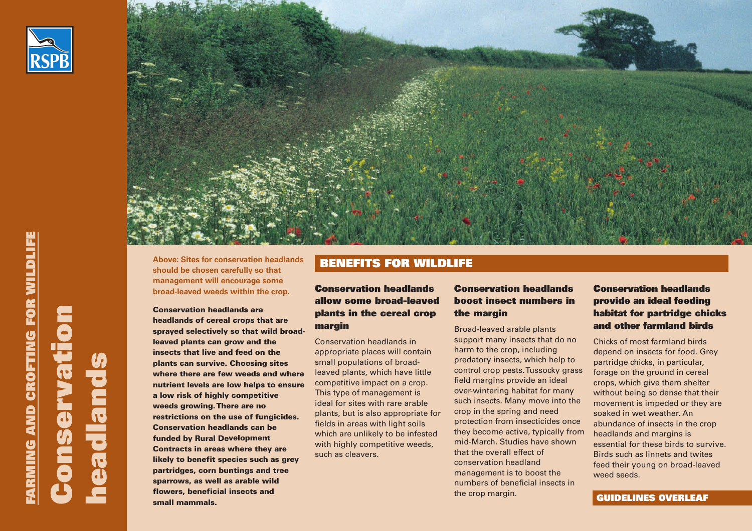FARMING AND CROFTING FOR WILDLIFE

# Conservation headlands

Above: Sites for conservation headlands should be chosen carefully so that management will encourage some broad-leaved weeds within the crop.

**Conservation headlands are headlands of cereal crops that are sprayed selectively so that wild broad-leaved plants can grow and the insects that live and feed on the plants can survive. Choosing sites where there are few weeds and where nutrient levels are low helps to ensure a low risk of highly competitive weeds growing. There are no restrictions on the use of fungicides. Conservation headlands can be funded by Rural Development Contracts in areas where they are likely to benefit species such as grey partridges, corn buntings and tree sparrows, as well as arable wild flowers, beneficial insects and small mammals.**

## BENEFITS FOR WILDLIFE

### Conservation headlands allow some broad-leaved plants in the cereal crop margin

Conservation headlands in appropriate places will contain small populations of broad-leaved plants, which have little competitive impact on a crop. This type of management is ideal for sites with rare arable plants, but is also appropriate for fields in areas with light soils which are unlikely to be infested with highly competitive weeds, such as cleavers.

### Conservation headlands boost insect numbers in the margin

Broad-leaved arable plants support many insects that do no harm to the crop, including predatory insects, which help to control crop pests. Tussocky grass field margins provide an ideal over-wintering habitat for many such insects. Many move into the crop in the spring and need protection from insecticides once they become active, typically from mid-March. Studies have shown that the overall effect of conservation headland management is to boost the numbers of beneficial insects in the crop margin.

### Conservation headlands provide an ideal feeding habitat for partridge chicks and other farmland birds

Chicks of most farmland birds depend on insects for food. Grey partridge chicks, in particular, forage on the ground in cereal crops, which give them shelter without being so dense that their movement is impeded or they are soaked in wet weather. An abundance of insects in the crop headlands and margins is essential for these birds to survive. Birds such as linnets and twites feed their young on broad-leaved weed seeds.

**GUIDELINES OVERLEAF**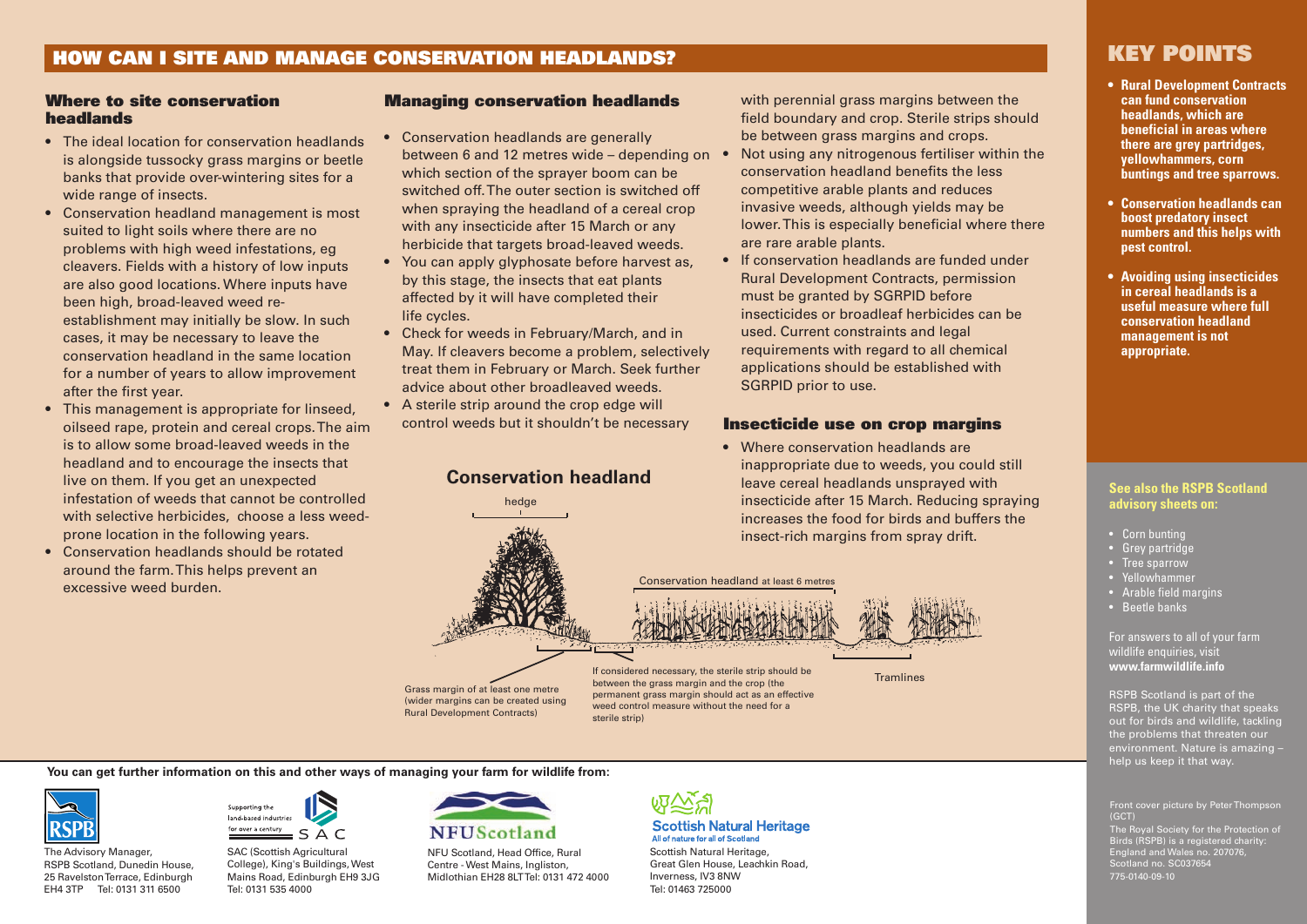## HOW CAN I SITE AND MANAGE CONSERVATION HEADLANDS?

### Where to site conservation headlands

- The ideal location for conservation headlands is alongside tussocky grass margins or beetle banks that provide over-wintering sites for a wide range of insects.
- Conservation headland management is most suited to light soils where there are no problems with high weed infestations, eg cleavers. Fields with a history of low inputs are also good locations. Where inputs have been high, broad-leaved weed re-establishment may initially be slow. In such cases, it may be necessary to leave the conservation headland in the same location for a number of years to allow improvement after the first year.
- This management is appropriate for linseed, oilseed rape, protein and cereal crops. The aim is to allow some broad-leaved weeds in the headland and to encourage the insects that live on them. If you get an unexpected infestation of weeds that cannot be controlled with selective herbicides, choose a less weed-prone location in the following years.
- Conservation headlands should be rotated around the farm. This helps prevent an excessive weed burden.

### Managing conservation headlands

- Conservation headlands are generally between 6 and 12 metres wide – depending on which section of the sprayer boom can be switched off. The outer section is switched off when spraying the headland of a cereal crop with any insecticide after 15 March or any herbicide that targets broad-leaved weeds.
- You can apply glyphosate before harvest as, by this stage, the insects that eat plants affected by it will have completed their life cycles.
- Check for weeds in February/March, and in May. If cleavers become a problem, selectively treat them in February or March. Seek further advice about other broadleaved weeds.
- A sterile strip around the crop edge will control weeds but it shouldn't be necessary with perennial grass margins between the field boundary and crop. Sterile strips should be between grass margins and crops.
- Not using any nitrogenous fertiliser within the conservation headland benefits the less competitive arable plants and reduces invasive weeds, although yields may be lower. This is especially beneficial where there are rare arable plants.
- If conservation headlands are funded under Rural Development Contracts, permission must be granted by SGRPID before insecticides or broadleaf herbicides can be used. Current constraints and legal requirements with regard to all chemical applications should be established with SGRPID prior to use.

#### Conservation headland

hedge

Conservation headland at least 6 metres

Grass margin of at least one metre (wider margins can be created using Rural Development Contracts)

If considered necessary, the sterile strip should be between the grass margin and the crop (the permanent grass margin should act as an effective weed control measure without the need for a sterile strip)

Tramlines

### Insecticide use on crop margins

- Where conservation headlands are inappropriate due to weeds, you could still leave cereal headlands unsprayed with insecticide after 15 March. Reducing spraying increases the food for birds and buffers the insect-rich margins from spray drift.

## KEY POINTS

- **Rural Development Contracts can fund conservation headlands, which are beneficial in areas where there are grey partridges, yellowhammers, corn buntings and tree sparrows.**
- **Conservation headlands can boost predatory insect numbers and this helps with pest control.**
- **Avoiding using insecticides in cereal headlands is a useful measure where full conservation headland management is not appropriate.**

**See also the RSPB Scotland advisory sheets on:**

- Corn bunting
- Grey partridge
- Tree sparrow
- Yellowhammer
- Arable field margins
- Beetle banks

For answers to all of your farm wildlife enquiries, visit **www.farmwildlife.info**

RSPB Scotland is part of the RSPB, the UK charity that speaks out for birds and wildlife, tackling the problems that threaten our environment. Nature is amazing – help us keep it that way.

Front cover picture by Peter Thompson (GCT)

The Royal Society for the Protection of Birds (RSPB) is a registered charity: England and Wales no. 207076, Scotland no. SC037654

775-0140-09-10

**You can get further information on this and other ways of managing your farm for wildlife from:**

RSPB

The Advisory Manager, RSPB Scotland, Dunedin House, 25 Ravelston Terrace, Edinburgh EH4 3TP Tel: 0131 311 6500

Supporting the land-based industries for over a century SAC

SAC (Scottish Agricultural College), King's Buildings, West Mains Road, Edinburgh EH9 3JG Tel: 0131 535 4000

NFUScotland

NFU Scotland, Head Office, Rural Centre - West Mains, Ingliston, Midlothian EH28 8LT Tel: 0131 472 4000

Scottish Natural Heritage
All of nature for all of Scotland

Scottish Natural Heritage, Great Glen House, Leachkin Road, Inverness, IV3 8NW Tel: 01463 725000